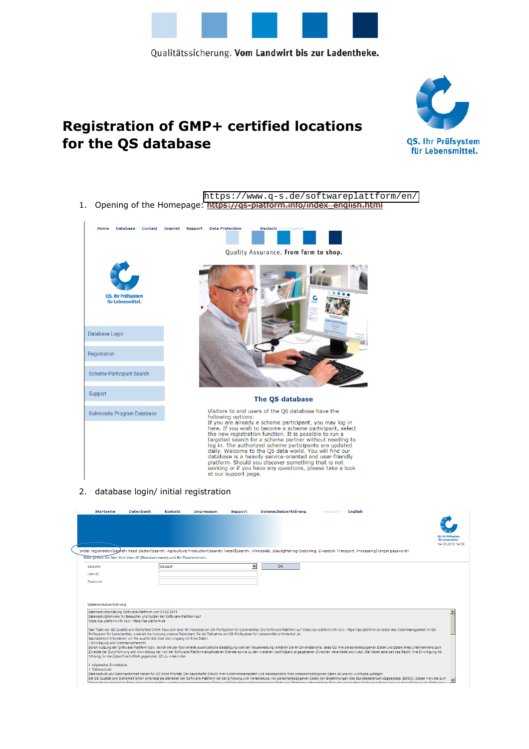Qualitätssicherung. **Vom Landwirt bis zur Ladentheke.**

QS. Ihr Prüfsystem für Lebensmittel.

# Registration of GMP+ certified locations for the QS database

1. Opening of the Homepage: https://www.q-s.de/softwareplattform/en/ ~~https://qs-platform.info/index_english.html~~

Home Database Contact Imprint Support Data Protection Deutsch <> English

Quality Assurance. **From farm to shop.**

QS. Ihr Prüfsystem für Lebensmittel.

- Database Login
- Registration
- Scheme Participant Search
- Support
- Salmonella Program Database

**The QS database**

Visitors to and users of the QS database have the following options:
If you are already a scheme participant, you may log in here. If you wish to become a scheme participant, select the new registration function. It is possible to run a targeted search for a scheme partner without needing to log in. The authorized scheme participants are updated daily. Welcome to the QS data world. You will find our database is a heavily service-oriented and user-friendly platform. Should you discover something that is not working or if you have any questions, please take a look at our support page.

2. database login/ initial registration

Startseite Datenbank Kontakt Impressum Support Datenschutzerklärung Deutsch <> English

QS. Ihr Prüfsystem für Lebensmittel. 14.03.2012 14:30

Initial registration | Search: Feed Sector | Search: Agriculture/Production | Search: Retail | Search: Wholesale, Slaughtering/Deboning, Livestock Transport, Processing | Forgot password?

Bitte geben Sie hier Ihre User-ID (Benutzername) und Ihr Passwort ein.

Sprache: Deutsch — OK
User-ID
Passwort

Datenschutzerklärung

Datenschutzerklärung Software-Plattform vom 03.02.2011
Datenschutzhinweis für Besucher und Nutzer der Software-Plattform auf https://qs-platform.info bzw. https://qs-plattform.de

Das Team der QS Qualität und Sicherheit GmbH freut sich über Ihr Interesse am QS-Prüfsystem für Lebensmittel. Die Software-Plattform auf https://qs-platform.info bzw. https://qs-plattform.de leistet das Datenmanagement im QS-Prüfsystem für Lebensmittel, weshalb die Nutzung unserer Datenbank für die Teilnahme am QS-Prüfsystem für Lebensmittel erforderlich ist.
Nachstehend informieren wir Sie ausführlich über den Umgang mit Ihren Daten.
I. Einwilligung und Widerspruchsrecht
Durch Nutzung der Software-Plattform bzw. durch die per Klick erteilte ausdrückliche Bestätigung (bei der Neuanmeldung) erklären Sie Ihr Einverständnis, dass QS Ihre personenbezogenen Daten und Daten Ihres Unternehmens zum Zwecke der Durchführung und Abwicklung der von der Software-Plattform angebotenen Dienste sowie zu den weiteren nachfolgend angegebenen Zwecken verarbeitet und nutzt. Sie haben jederzeit das Recht, Ihre Einwilligung mit Wirkung für die Zukunft schriftlich gegenüber QS zu widerrufen.

II. Allgemeine Grundsätze
1. Datenschutz
Datenschutz und Datensicherheit haben für QS hohe Priorität. Der dauerhafte Schutz Ihrer Unternehmensdaten und insbesondere Ihrer personenbezogenen Daten ist uns ein wichtiges Anliegen.
Die QS Qualität und Sicherheit GmbH unterliegt als Betreiber der Software-Plattform bei der Erhebung und Verarbeitung von personenbezogenen Daten den Bestimmungen des Bundesdatenschutzgesetzes (BDSG). Dieser Hinweis zum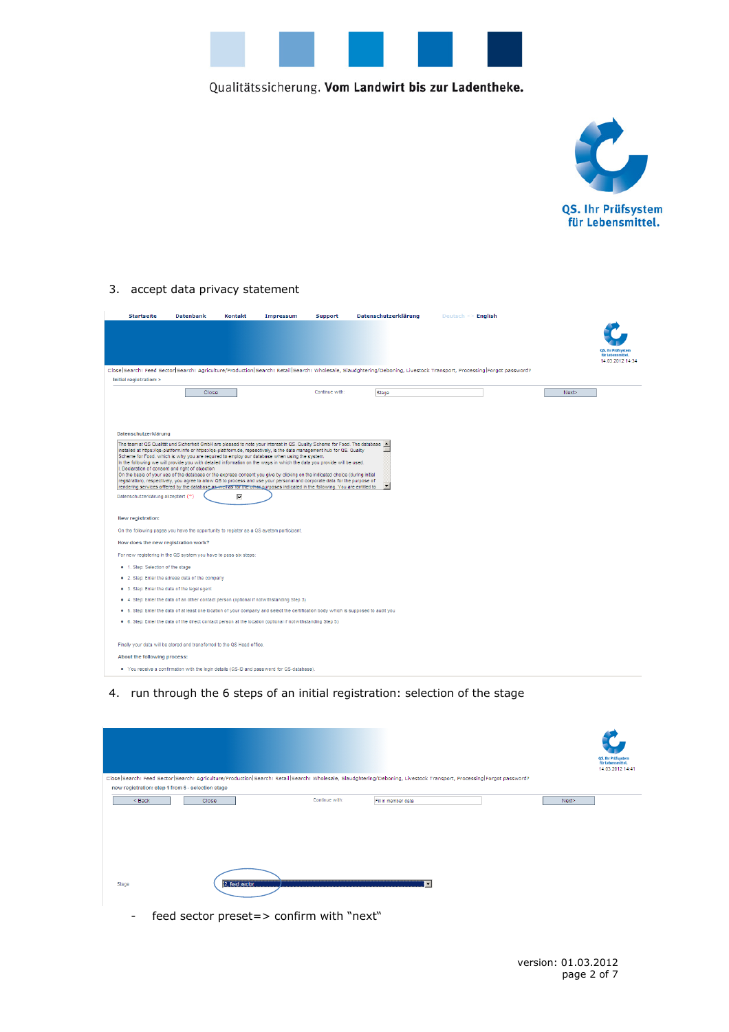3. accept data privacy statement

Startseite Datenbank Kontakt Impressum Support Datenschutzerklärung Deutsch <> English

14.03.2012 14:34

Close|Search: Feed Sector|Search: Agriculture/Production|Search: Retail|Search: Wholesale, Slaughtering/Deboning, Livestock Transport, Processing|Forgot password?

Initial registration: >

Close Continue with: Stage Next>

Datenschutzerklärung

The team at QS Qualität und Sicherheit GmbH are pleased to note your interest in QS. Quality Scheme for Food. The database installed at https://qs-platform.info or https://qs-plattform.de, respectively, is the data management hub for QS. Quality Scheme for Food, which is why you are required to employ our database when using the system.
In the following we will provide you with detailed information on the ways in which the data you provide will be used.
I. Declaration of consent and right of objection
On the basis of your use of the database or the express consent you give by clicking on the indicated choice (during initial registration), respectively, you agree to allow QS to process and use your personal and corporate data for the purpose of rendering services offered by the database as well as for the other purposes indicated in the following. You are entitled to

Datenschutzerklärung akzeptiert (*) ☑

New registration:

On the following pages you have the opportunity to register as a QS system participant.

How does the new registration work?

For new registering in the QS system you have to pass six steps:

- 1. Step: Selection of the stage
- 2. Step: Enter the adress data of the company
- 3. Step: Enter the data of the legal agent
- 4. Step: Enter the data of an other contact person (optional if notwithstanding Step 3)
- 5. Step: Enter the data of at least one location of your company and select the certification body which is supposed to audit you
- 6. Step: Enter the data of the direct contact person at the location (optional if notwithstanding Step 5)

Finally your data will be stored and transferred to the QS Head office.

About the following process:

- You receive a confirmation with the login details (QS-ID and password for QS-database).

4. run through the 6 steps of an initial registration: selection of the stage

14.03.2012 14:41

Close|Search: Feed Sector|Search: Agriculture/Production|Search: Retail|Search: Wholesale, Slaughtering/Deboning, Livestock Transport, Processing|Forgot password?

new registration: step 1 from 6 - selection stage

< Back Close Continue with: Fill in member data Next>

Stage 2. feed sector

- feed sector preset=> confirm with "next"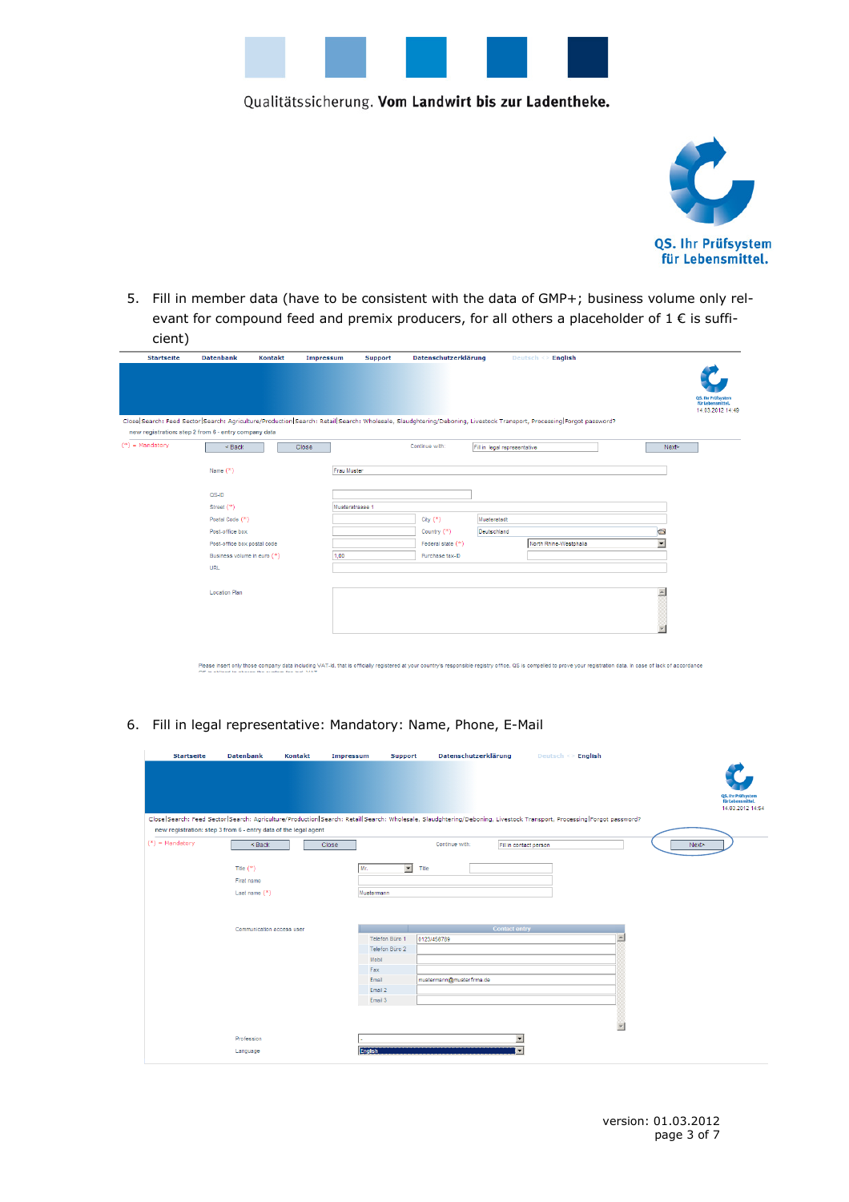5. Fill in member data (have to be consistent with the data of GMP+; business volume only relevant for compound feed and premix producers, for all others a placeholder of 1 € is sufficient)

6. Fill in legal representative: Mandatory: Name, Phone, E-Mail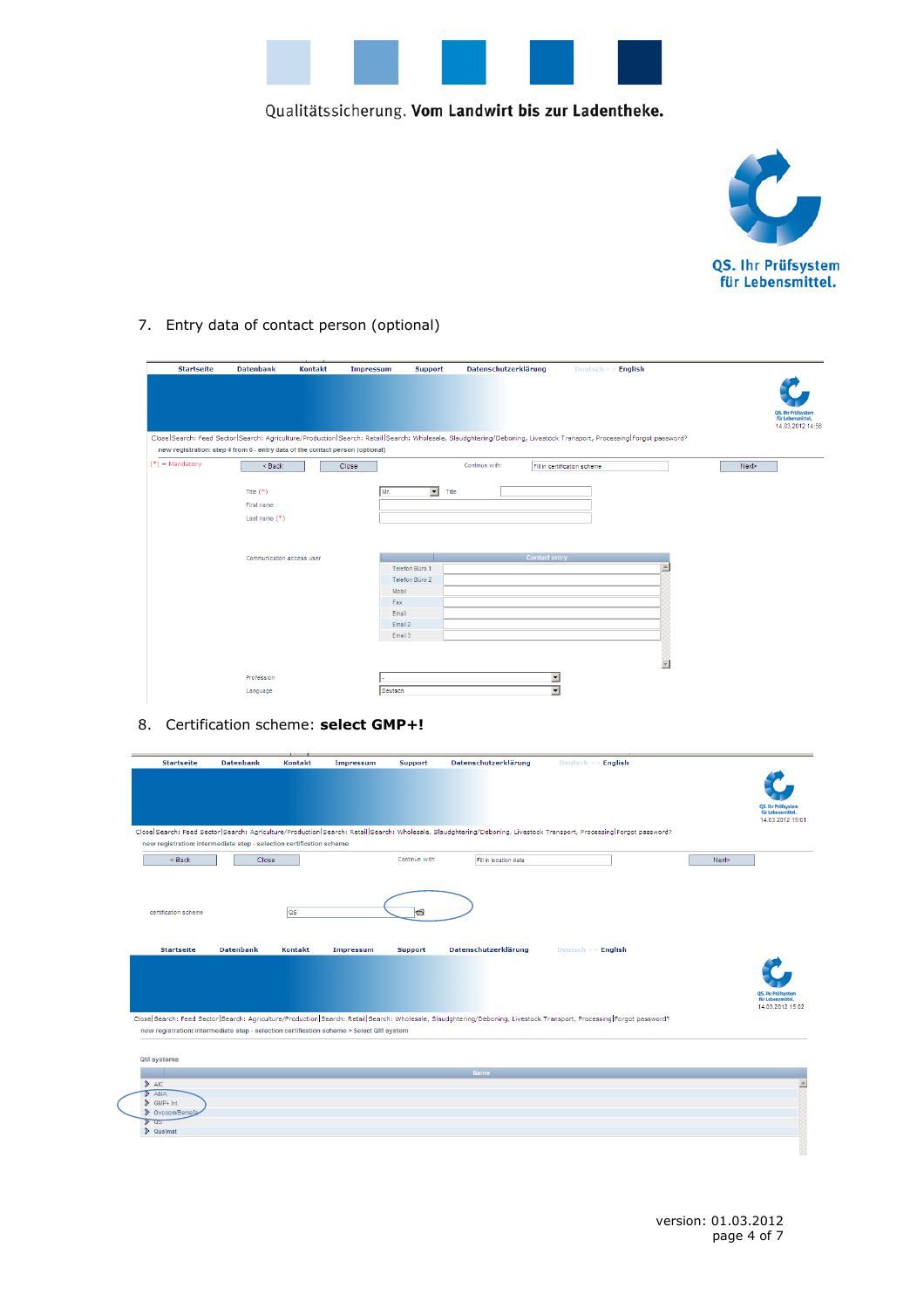7. Entry data of contact person (optional)

Startseite Datenbank Kontakt Impressum Support Datenschutzerklärung Deutsch <> English

QS. Ihr Prüfsystem für Lebensmittel.
14.03.2012 14:56

Close|Search: Feed Sector|Search: Agriculture/Production|Search: Retail|Search: Wholesale, Slaughtering/Deboning, Livestock Transport, Processing|Forgot password?

new registration: step 4 from 6 - entry data of the contact person (optional)

(*) = Mandatory | < Back | Close | Continue with: Fill in certification scheme | Next>

Title (*) Mr. Title

First name

Last name (*)

Communication access user

| | Contact entry |
|---|---|
| Telefon Büro 1 | |
| Telefon Büro 2 | |
| Mobil | |
| Fax | |
| Email | |
| Email 2 | |
| Email 3 | |

Profession -

Language Deutsch

8. Certification scheme: **select GMP+!**

Startseite Datenbank Kontakt Impressum Support Datenschutzerklärung Deutsch <> English

QS. Ihr Prüfsystem für Lebensmittel.
14.03.2012 15:01

Close|Search: Feed Sector|Search: Agriculture/Production|Search: Retail|Search: Wholesale, Slaughtering/Deboning, Livestock Transport, Processing|Forgot password?

new registration: intermediate step - selection certification scheme

< Back | Close | Continue with: Fill in location data | Next>

certification scheme QS

Startseite Datenbank Kontakt Impressum Support Datenschutzerklärung Deutsch <> English

QS. Ihr Prüfsystem für Lebensmittel.
14.03.2012 15:02

Close|Search: Feed Sector|Search: Agriculture/Production|Search: Retail|Search: Wholesale, Slaughtering/Deboning, Livestock Transport, Processing|Forgot password?

new registration: intermediate step - selection certification scheme > Select QM system

QM systems

| Name |
|---|
| AIC |
| AMA |
| GMP+ Int |
| Ovocom/Benefit |
| QS |
| Qualimat |

version: 01.03.2012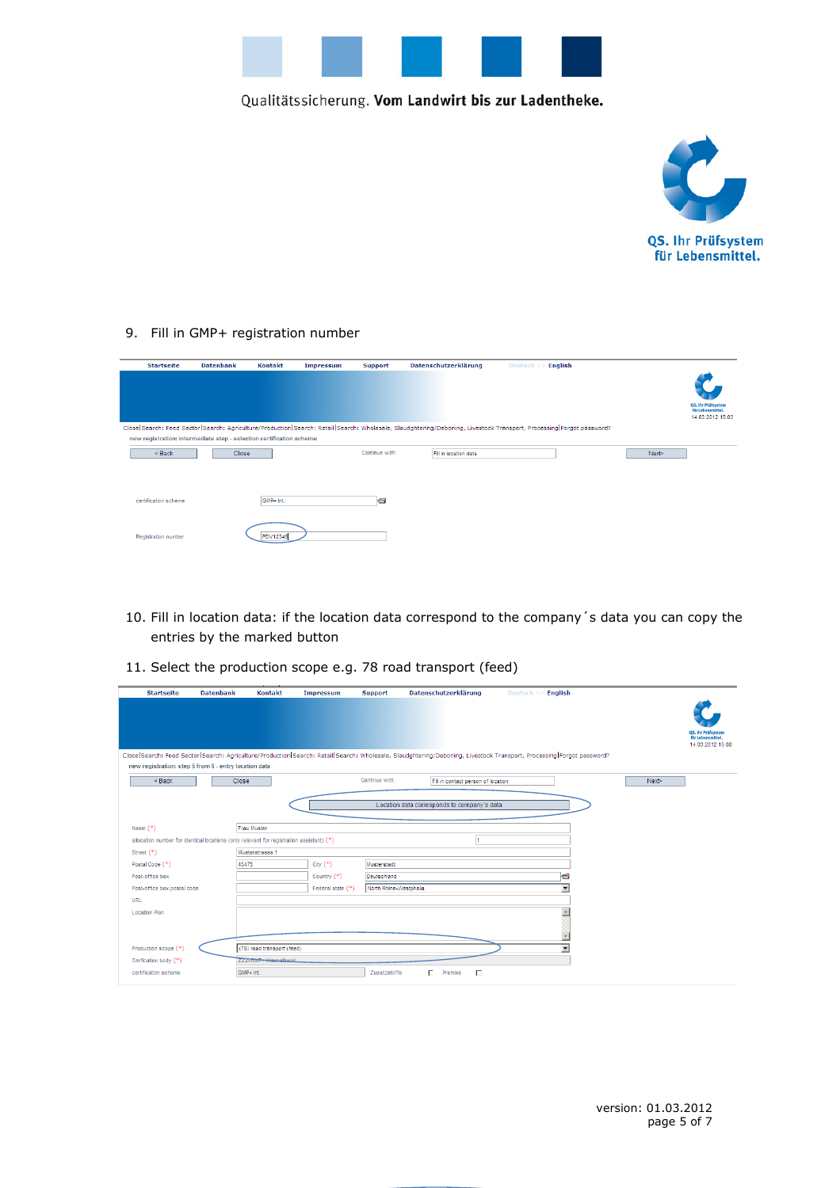9. Fill in GMP+ registration number

10. Fill in location data: if the location data correspond to the company´s data you can copy the entries by the marked button

11. Select the production scope e.g. 78 road transport (feed)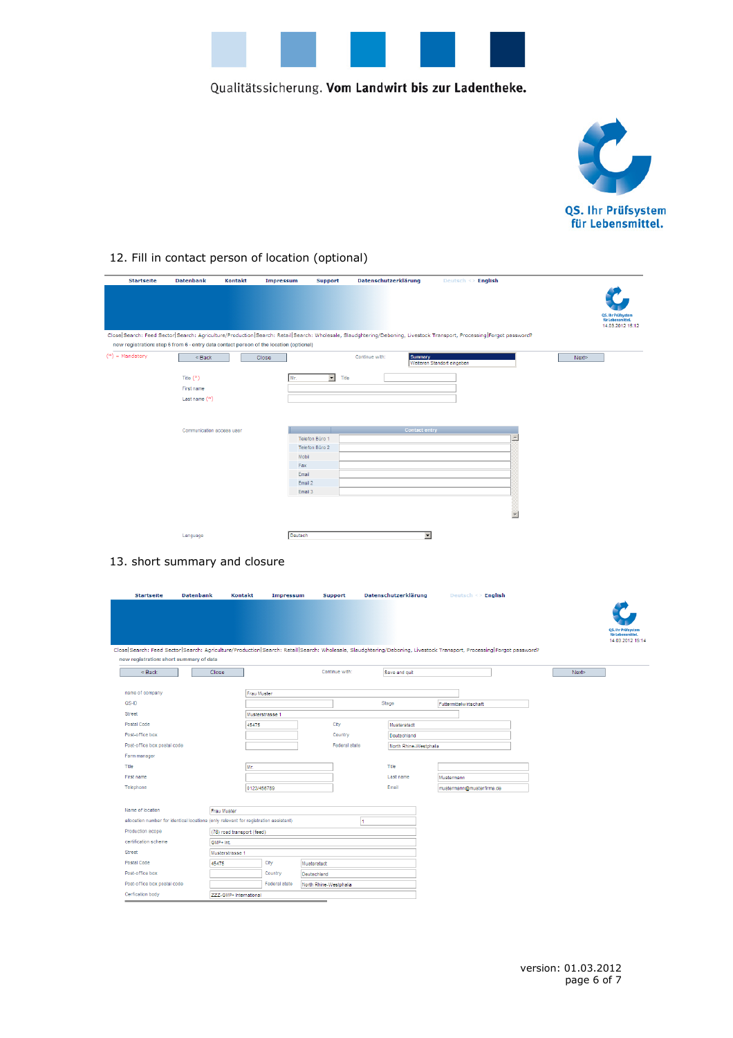## 12. Fill in contact person of location (optional)

Startseite | Datenbank | Kontakt | Impressum | Support | Datenschutzerklärung | Deutsch << English

14.03.2012 15:12

Close | Search: Feed Sector | Search: Agriculture/Production | Search: Retail | Search: Wholesale, Slaudghtering/Deboning, Livestock Transport, Processing | Forgot password?

new registration: step 6 from 6 - entry data contact person of the location (optional)

(*) = Mandatory

< Back | Close | Continue with: Summary / Weiteren Standort eingeben | Next>

Title (*): Mr. | Title

First name

Last name (*)

Communication access user

| Contact entry | |
| --- | --- |
| Telefon Büro 1 | |
| Telefon Büro 2 | |
| Mobil | |
| Fax | |
| Email | |
| Email 2 | |
| Email 3 | |

Language: Deutsch

## 13. short summary and closure

Startseite | Datenbank | Kontakt | Impressum | Support | Datenschutzerklärung | Deutsch << English

14.03.2012 15:14

Close | Search: Feed Sector | Search: Agriculture/Production | Search: Retail | Search: Wholesale, Slaudghtering/Deboning, Livestock Transport, Processing | Forgot password?

new registration: short summary of data

< Back | Close | Continue with: Save and quit | Next>

| | | | |
| --- | --- | --- | --- |
| name of company | Frau Muster | | |
| QS-ID | | Stage | Futtermittelwirtschaft |
| Street | Musterstrasse 1 | | |
| Postal Code | 45475 | City | Musterstadt |
| Post-office box | | Country | Deutschland |
| Post-office box postal code | | Federal state | North Rhine-Westphalia |
| Farm manager | | | |
| Title | Mr. | Title | |
| First name | | Last name | Mustermann |
| Telephone | 0123/456789 | Email | mustermann@musterfirma.de |

| | | | |
| --- | --- | --- | --- |
| Name of location | Frau Muster | | |
| allocation number for identical locations (only relevant for registration assistant) | 1 | | |
| Production scope | (78) road transport (feed) | | |
| certification scheme | GMP+ Int. | | |
| Street | Musterstrasse 1 | | |
| Postal Code | 45475 | City | Musterstadt |
| Post-office box | | Country | Deutschland |
| Post-office box postal code | | Federal state | North Rhine-Westphalia |
| Cerfication body | ZZZ-GMP+ International | | |

version: 01.03.2012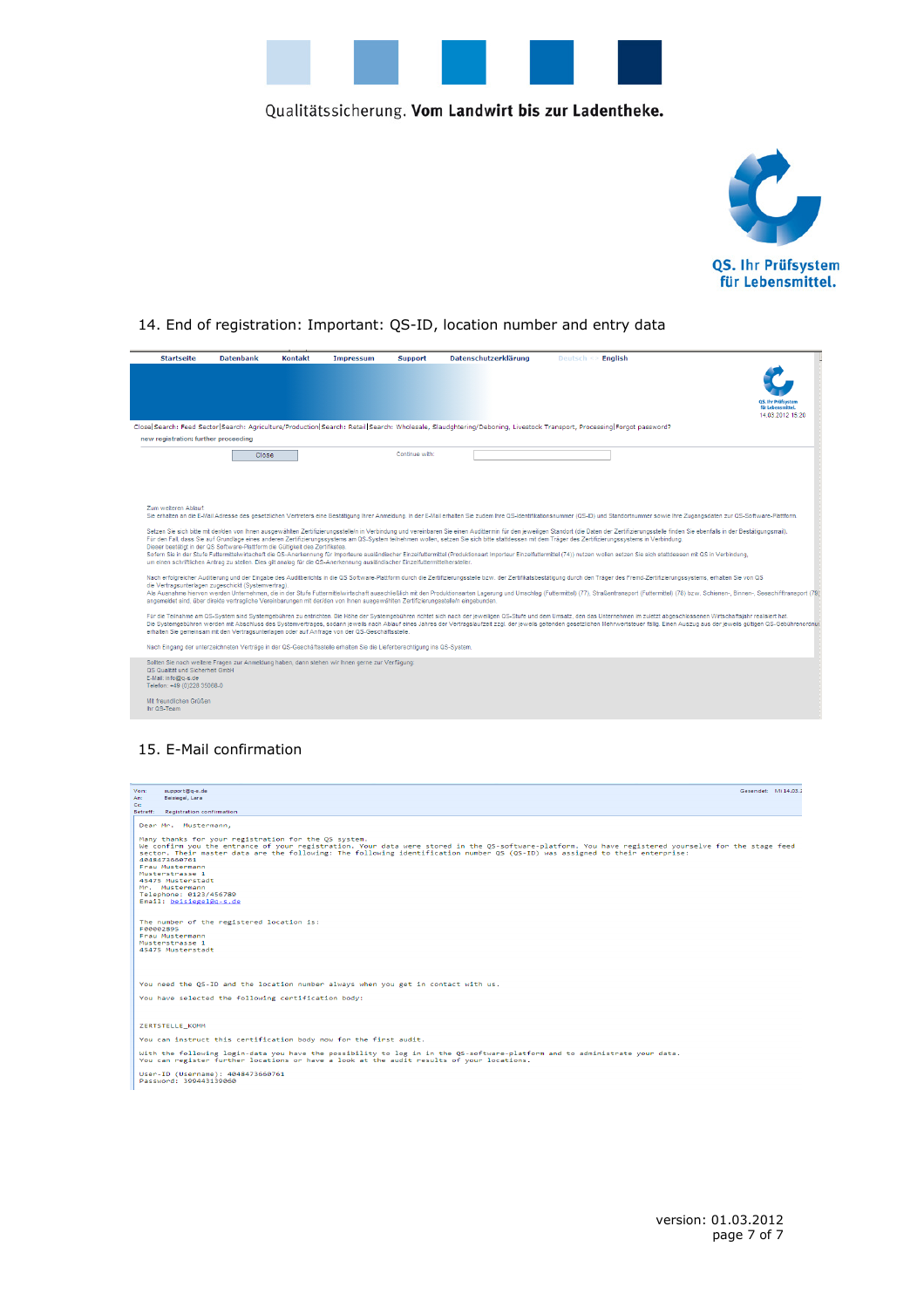Qualitätssicherung. **Vom Landwirt bis zur Ladentheke.**

**QS. Ihr Prüfsystem für Lebensmittel.**

14. End of registration: Important: QS-ID, location number and entry data

Startseite | Datenbank | Kontakt | Impressum | Support | Datenschutzerklärung | Deutsch <-> English

14.03.2012 15:20

Close | Search: Feed Sector | Search: Agriculture/Production | Search: Retail | Search: Wholesale, Slaughtering/Deboning, Livestock Transport, Processing | Forgot password?

new registration: further proceeding

Close | Continue with:

Zum weiteren Ablauf:
Sie erhalten an die E-Mail Adresse des gesetzlichen Vertreters eine Bestätigung Ihrer Anmeldung. In der E-Mail erhalten Sie zudem Ihre QS-Identifikationsnummer (QS-ID) und Standortnummer sowie Ihre Zugangsdaten zur QS-Software-Plattform.

Setzen Sie sich bitte mit der/den von Ihnen ausgewählten Zertifizierungsstelle/n in Verbindung und vereinbaren Sie einen Audittermin für den jeweiligen Standort (die Daten der Zertifizierungsstelle finden Sie ebenfalls in der Bestätigungsmail).
Für den Fall, dass Sie auf Grundlage eines anderen Zertifizierungssystems am QS-System teilnehmen wollen, setzen Sie sich bitte stattdessen mit dem Träger des Zertifizierungssystems in Verbindung.
Dieser bestätigt in der QS Software-Plattform die Gültigkeit des Zertifikates.
Sofern Sie in der Stufe Futtermittelwirtschaft die QS-Anerkennung für Importeure ausländischer Einzelfuttermittel (Produktionsart Importeur Einzelfuttermittel (74)) nutzen wollen setzen Sie sich stattdessen mit QS in Verbindung, um einen schriftlichen Antrag zu stellen. Dies gilt analog für die QS-Anerkennung ausländischer Einzelfuttermittelhersteller.

Nach erfolgreicher Auditierung und der Eingabe des Auditberichts in die QS Software-Plattform durch die Zertifizierungsstelle bzw. der Zertifikatsbestätigung durch den Träger des Fremd-Zertifizierungssystems, erhalten Sie von QS die Vertragsunterlagen zugeschickt (Systemvertrag).
Als Ausnahme hiervon werden Unternehmen, die in der Stufe Futtermittelwirtschaft ausschließlich mit den Produktionsarten Lagerung und Umschlag (Futtermittel) (77), Straßentransport (Futtermittel) (78) bzw. Schienen-, Binnen-, Seeschifftransport (79) angemeldet sind, über direkte vertragliche Vereinbarungen mit der/den von Ihnen ausgewählten Zertifizierungsstelle/n eingebunden.

Für die Teilnahme am QS-System sind Systemgebühren zu entrichten. Die Höhe der Systemgebühren richtet sich nach der jeweiligen QS-Stufe und dem Umsatz, den das Unternehmen im zuletzt abgeschlossenen Wirtschaftsjahr realisiert hat.
Die Systemgebühren werden mit Abschluss des Systemvertrages, sodann jeweils nach Ablauf eines Jahres der Vertragslaufzeit zzgl. der jeweils geltenden gesetzlichen Mehrwertsteuer fällig. Einen Auszug aus der jeweils gültigen QS-Gebührenordnung erhalten Sie gemeinsam mit den Vertragsunterlagen oder auf Anfrage von der QS-Geschäftsstelle.

Nach Eingang der unterzeichneten Verträge in der QS-Geschäftsstelle erhalten Sie die Lieferberechtigung ins QS-System.

Sollten Sie noch weitere Fragen zur Anmeldung haben, dann stehen wir Ihnen gerne zur Verfügung:
QS Qualität und Sicherheit GmbH
E-Mail: info@q-s.de
Telefon: +49 (0)228 35068-0

Mit freundlichen Grüßen
Ihr QS-Team

15. E-Mail confirmation

Von: support@q-s.de
An: Beispiel, Lara
Cc:
Betreff: Registration confirmation
Gesendet: Mi 14.03.2

Dear Mr. Mustermann,

Many thanks for your registration for the QS system.
We confirm you the entrance of your registration. Your data were stored in the QS-software-platform. You have registered yourself for the stage feed sector. Their master data are the following: The following identification number QS (QS-ID) was assigned to their enterprise:
4048473660761
Frau Mustermann
Musterstrasse 1
45475 Musterstadt
Mr. Mustermann
Telephone: 0123/456789
Email: beispiel@q-s.de

The number of the registered location is:
F00002895
Frau Mustermann
Musterstrasse 1
45475 Musterstadt

You need the QS-ID and the location number always when you get in contact with us.

You have selected the following certification body:

ZERTSTELLE_KOMM

You can instruct this certification body now for the first audit.

With the following login-data you have the possibility to log in in the QS-software-platform and to administrate your data.
You can register further locations or have a look at the audit results of your locations.

User-ID (Username): 4048473660761
Password: 399443139060

version: 01.03.2012